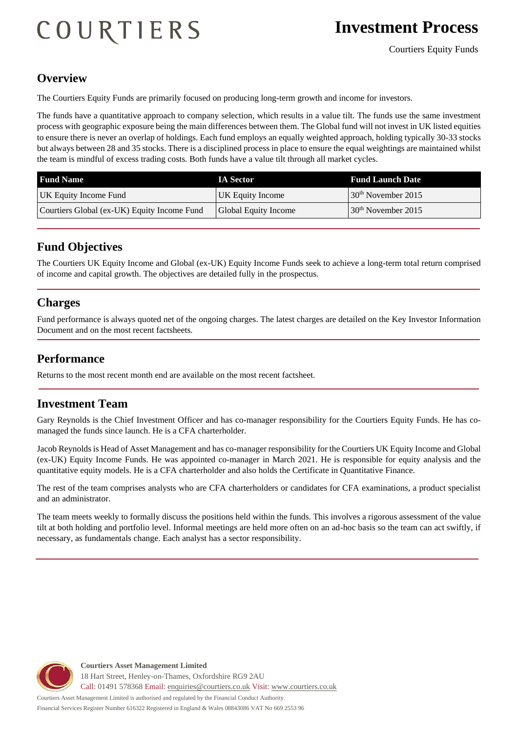# COURTIERS

# Investment Process

Courtiers Equity Funds

## Overview

The Courtiers Equity Funds are primarily focused on producing long-term growth and income for investors.

The funds have a quantitative approach to company selection, which results in a value tilt. The funds use the same investment process with geographic exposure being the main differences between them. The Global fund will not invest in UK listed equities to ensure there is never an overlap of holdings. Each fund employs an equally weighted approach, holding typically 30-33 stocks but always between 28 and 35 stocks. There is a disciplined process in place to ensure the equal weightings are maintained whilst the team is mindful of excess trading costs. Both funds have a value tilt through all market cycles.

| Fund Name | IA Sector | Fund Launch Date |
|---|---|---|
| UK Equity Income Fund | UK Equity Income | 30th November 2015 |
| Courtiers Global (ex-UK) Equity Income Fund | Global Equity Income | 30th November 2015 |

## Fund Objectives

The Courtiers UK Equity Income and Global (ex-UK) Equity Income Funds seek to achieve a long-term total return comprised of income and capital growth. The objectives are detailed fully in the prospectus.

## Charges

Fund performance is always quoted net of the ongoing charges. The latest charges are detailed on the Key Investor Information Document and on the most recent factsheets.

## Performance

Returns to the most recent month end are available on the most recent factsheet.

## Investment Team

Gary Reynolds is the Chief Investment Officer and has co-manager responsibility for the Courtiers Equity Funds. He has co-managed the funds since launch. He is a CFA charterholder.

Jacob Reynolds is Head of Asset Management and has co-manager responsibility for the Courtiers UK Equity Income and Global (ex-UK) Equity Income Funds. He was appointed co-manager in March 2021. He is responsible for equity analysis and the quantitative equity models. He is a CFA charterholder and also holds the Certificate in Quantitative Finance.

The rest of the team comprises analysts who are CFA charterholders or candidates for CFA examinations, a product specialist and an administrator.

The team meets weekly to formally discuss the positions held within the funds. This involves a rigorous assessment of the value tilt at both holding and portfolio level. Informal meetings are held more often on an ad-hoc basis so the team can act swiftly, if necessary, as fundamentals change. Each analyst has a sector responsibility.

**Courtiers Asset Management Limited**
18 Hart Street, Henley-on-Thames, Oxfordshire RG9 2AU
Call: 01491 578368 Email: enquiries@courtiers.co.uk Visit: www.courtiers.co.uk

Courtiers Asset Management Limited is authorised and regulated by the Financial Conduct Authority.
Financial Services Register Number 616322 Registered in England & Wales 08843086 VAT No 669 2553 96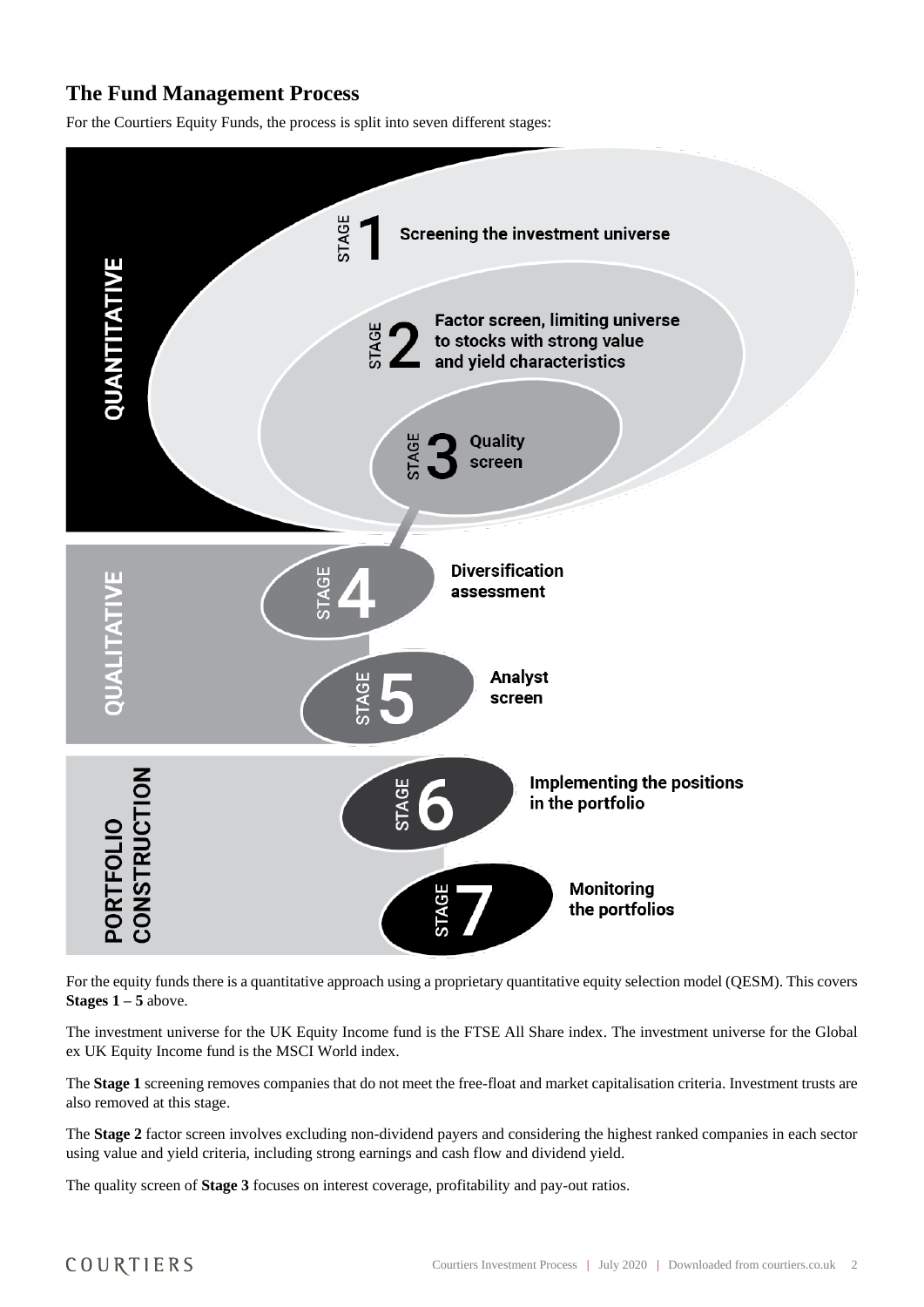## The Fund Management Process

For the Courtiers Equity Funds, the process is split into seven different stages:

**QUANTITATIVE**

- **STAGE 1** Screening the investment universe
- **STAGE 2** Factor screen, limiting universe to stocks with strong value and yield characteristics
- **STAGE 3** Quality screen

**QUALITATIVE**

- **STAGE 4** Diversification assessment
- **STAGE 5** Analyst screen

**PORTFOLIO CONSTRUCTION**

- **STAGE 6** Implementing the positions in the portfolio
- **STAGE 7** Monitoring the portfolios

For the equity funds there is a quantitative approach using a proprietary quantitative equity selection model (QESM). This covers **Stages 1 – 5** above.

The investment universe for the UK Equity Income fund is the FTSE All Share index. The investment universe for the Global ex UK Equity Income fund is the MSCI World index.

The **Stage 1** screening removes companies that do not meet the free-float and market capitalisation criteria. Investment trusts are also removed at this stage.

The **Stage 2** factor screen involves excluding non-dividend payers and considering the highest ranked companies in each sector using value and yield criteria, including strong earnings and cash flow and dividend yield.

The quality screen of **Stage 3** focuses on interest coverage, profitability and pay-out ratios.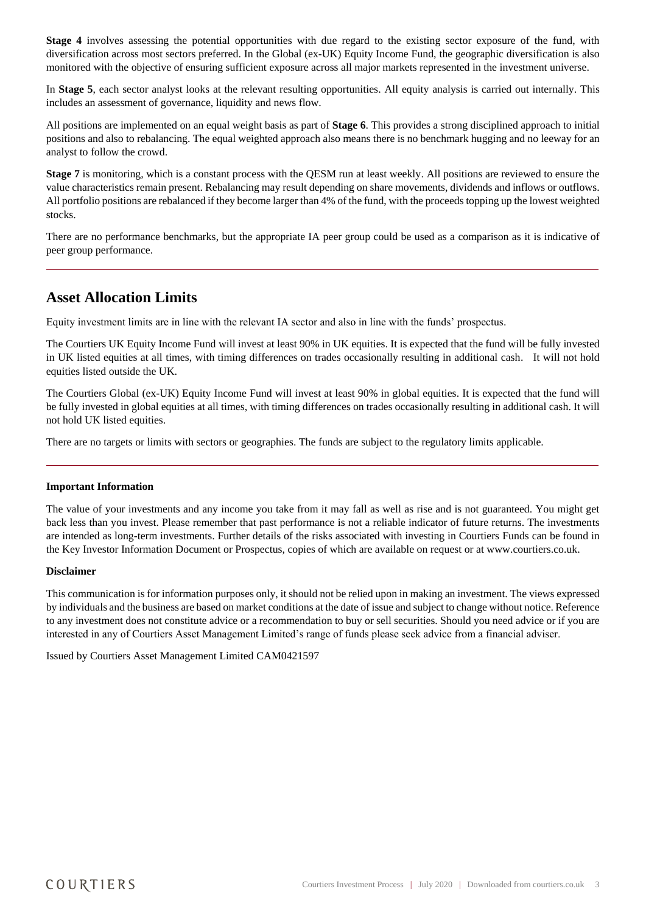**Stage 4** involves assessing the potential opportunities with due regard to the existing sector exposure of the fund, with diversification across most sectors preferred. In the Global (ex-UK) Equity Income Fund, the geographic diversification is also monitored with the objective of ensuring sufficient exposure across all major markets represented in the investment universe.

In **Stage 5**, each sector analyst looks at the relevant resulting opportunities. All equity analysis is carried out internally. This includes an assessment of governance, liquidity and news flow.

All positions are implemented on an equal weight basis as part of **Stage 6**. This provides a strong disciplined approach to initial positions and also to rebalancing. The equal weighted approach also means there is no benchmark hugging and no leeway for an analyst to follow the crowd.

**Stage 7** is monitoring, which is a constant process with the QESM run at least weekly. All positions are reviewed to ensure the value characteristics remain present. Rebalancing may result depending on share movements, dividends and inflows or outflows. All portfolio positions are rebalanced if they become larger than 4% of the fund, with the proceeds topping up the lowest weighted stocks.

There are no performance benchmarks, but the appropriate IA peer group could be used as a comparison as it is indicative of peer group performance.

## Asset Allocation Limits

Equity investment limits are in line with the relevant IA sector and also in line with the funds' prospectus.

The Courtiers UK Equity Income Fund will invest at least 90% in UK equities. It is expected that the fund will be fully invested in UK listed equities at all times, with timing differences on trades occasionally resulting in additional cash. It will not hold equities listed outside the UK.

The Courtiers Global (ex-UK) Equity Income Fund will invest at least 90% in global equities. It is expected that the fund will be fully invested in global equities at all times, with timing differences on trades occasionally resulting in additional cash. It will not hold UK listed equities.

There are no targets or limits with sectors or geographies. The funds are subject to the regulatory limits applicable.

**Important Information**

The value of your investments and any income you take from it may fall as well as rise and is not guaranteed. You might get back less than you invest. Please remember that past performance is not a reliable indicator of future returns. The investments are intended as long-term investments. Further details of the risks associated with investing in Courtiers Funds can be found in the Key Investor Information Document or Prospectus, copies of which are available on request or at www.courtiers.co.uk.

**Disclaimer**

This communication is for information purposes only, it should not be relied upon in making an investment. The views expressed by individuals and the business are based on market conditions at the date of issue and subject to change without notice. Reference to any investment does not constitute advice or a recommendation to buy or sell securities. Should you need advice or if you are interested in any of Courtiers Asset Management Limited's range of funds please seek advice from a financial adviser.

Issued by Courtiers Asset Management Limited CAM0421597